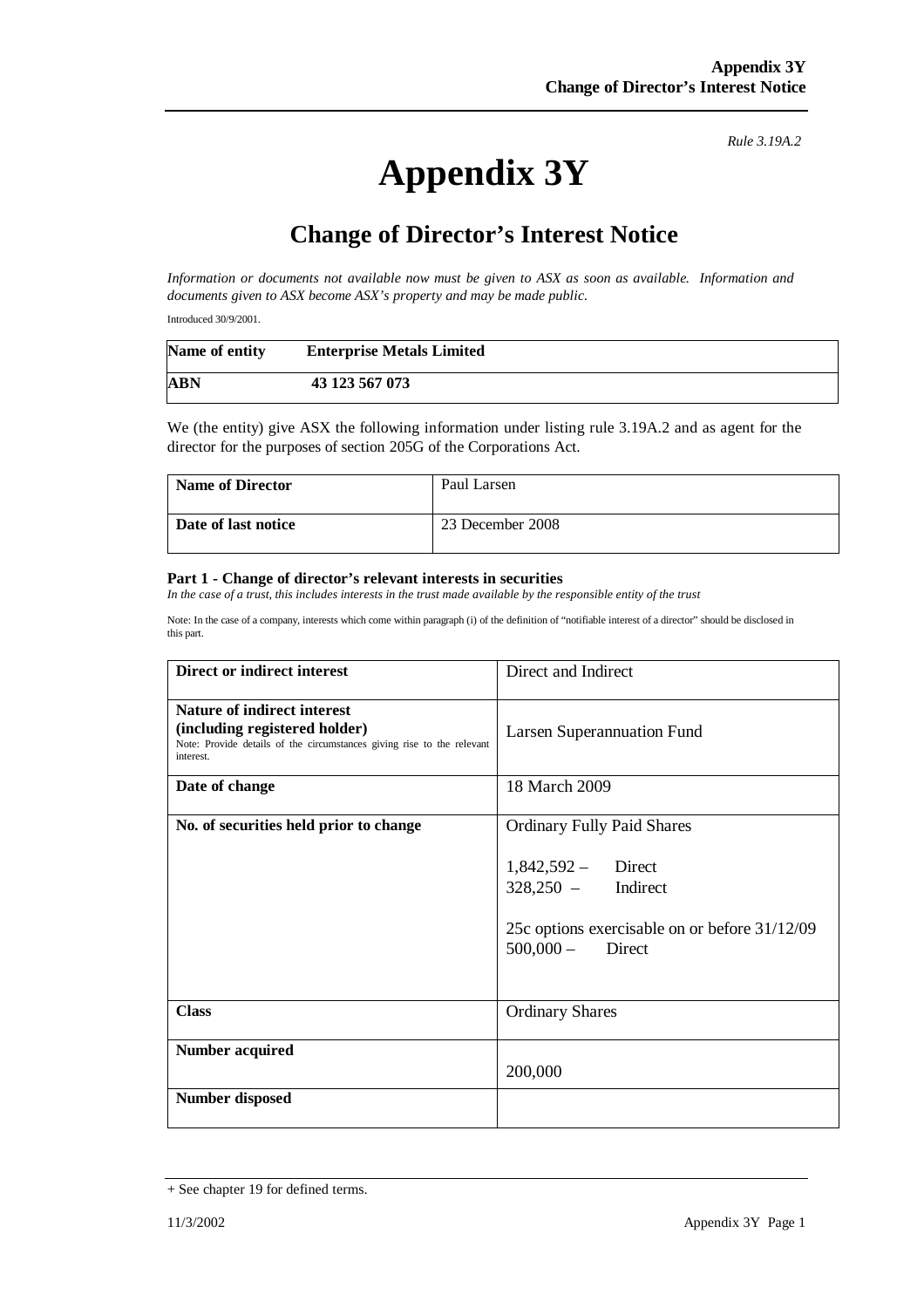*Rule 3.19A.2*

# Appendix 3Y

## Change of Director's Interest Notice

*Information or documents not available now must be given to ASX as soon as available. Information and documents given to ASX become ASX's property and may be made public.*

Introduced 30/9/2001.

| Name of entity | Enterprise Metals Limited |
|---|---|
| ABN | 43 123 567 073 |

We (the entity) give ASX the following information under listing rule 3.19A.2 and as agent for the director for the purposes of section 205G of the Corporations Act.

| Name of Director | Paul Larsen |
|---|---|
| Date of last notice | 23 December 2008 |

### Part 1 - Change of director's relevant interests in securities

*In the case of a trust, this includes interests in the trust made available by the responsible entity of the trust*

Note: In the case of a company, interests which come within paragraph (i) of the definition of "notifiable interest of a director" should be disclosed in this part.

| Direct or indirect interest | Direct and Indirect |
|---|---|
| **Nature of indirect interest (including registered holder)**<br>Note: Provide details of the circumstances giving rise to the relevant interest. | Larsen Superannuation Fund |
| **Date of change** | 18 March 2009 |
| **No. of securities held prior to change** | Ordinary Fully Paid Shares<br><br>1,842,592 – Direct<br>328,250 – Indirect<br><br>25c options exercisable on or before 31/12/09<br>500,000 – Direct |
| **Class** | Ordinary Shares |
| **Number acquired** | 200,000 |
| **Number disposed** | |

+ See chapter 19 for defined terms.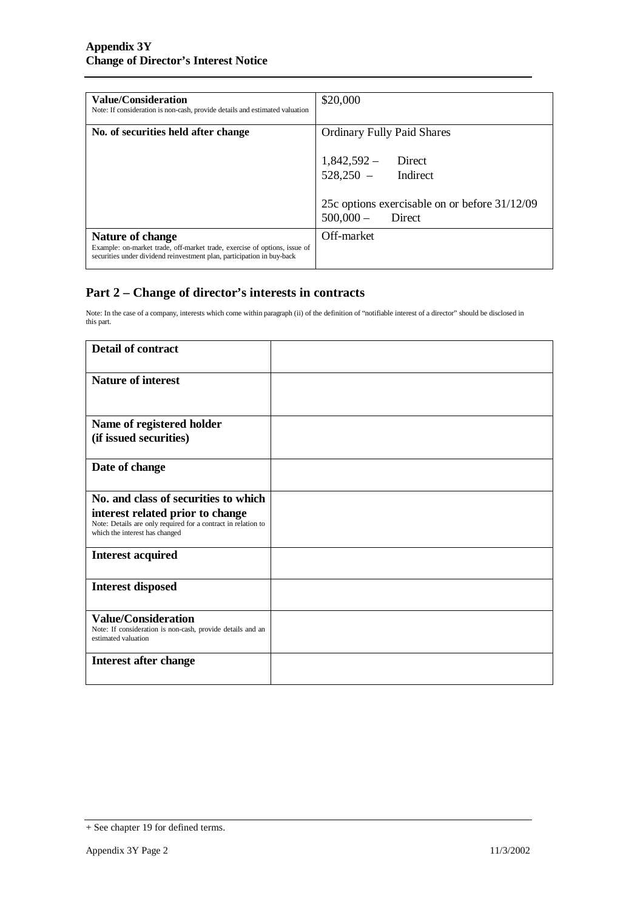| | |
|---|---|
| **Value/Consideration**<br>Note: If consideration is non-cash, provide details and estimated valuation | \$20,000 |
| **No. of securities held after change** | Ordinary Fully Paid Shares<br><br>1,842,592 – Direct<br>528,250 – Indirect<br><br>25c options exercisable on or before 31/12/09<br>500,000 – Direct |
| **Nature of change**<br>Example: on-market trade, off-market trade, exercise of options, issue of securities under dividend reinvestment plan, participation in buy-back | Off-market |

## Part 2 – Change of director's interests in contracts

Note: In the case of a company, interests which come within paragraph (ii) of the definition of "notifiable interest of a director" should be disclosed in this part.

| | |
|---|---|
| **Detail of contract** | |
| **Nature of interest** | |
| **Name of registered holder (if issued securities)** | |
| **Date of change** | |
| **No. and class of securities to which interest related prior to change**<br>Note: Details are only required for a contract in relation to which the interest has changed | |
| **Interest acquired** | |
| **Interest disposed** | |
| **Value/Consideration**<br>Note: If consideration is non-cash, provide details and an estimated valuation | |
| **Interest after change** | |

+ See chapter 19 for defined terms.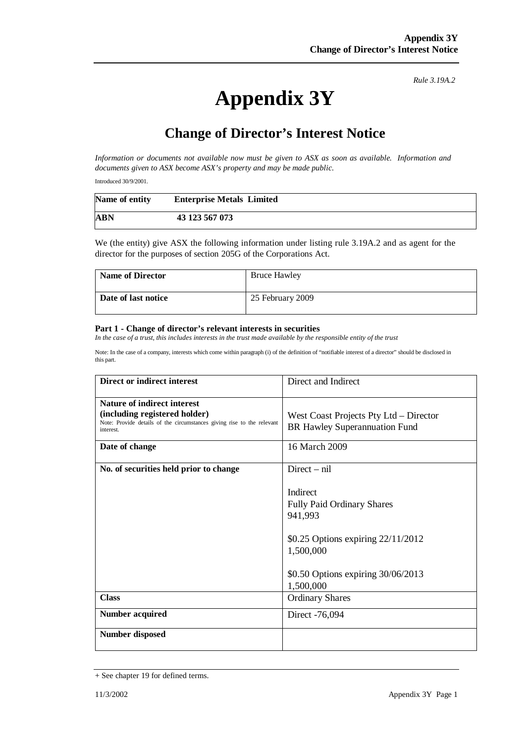*Rule 3.19A.2*

# Appendix 3Y

## Change of Director's Interest Notice

*Information or documents not available now must be given to ASX as soon as available. Information and documents given to ASX become ASX's property and may be made public.*

Introduced 30/9/2001.

| Name of entity | Enterprise Metals Limited |
|---|---|
| ABN | 43 123 567 073 |

We (the entity) give ASX the following information under listing rule 3.19A.2 and as agent for the director for the purposes of section 205G of the Corporations Act.

| Name of Director | Bruce Hawley |
|---|---|
| Date of last notice | 25 February 2009 |

### Part 1 - Change of director's relevant interests in securities

*In the case of a trust, this includes interests in the trust made available by the responsible entity of the trust*

Note: In the case of a company, interests which come within paragraph (i) of the definition of "notifiable interest of a director" should be disclosed in this part.

| Direct or indirect interest | Direct and Indirect |
|---|---|
| **Nature of indirect interest (including registered holder)**<br>Note: Provide details of the circumstances giving rise to the relevant interest. | West Coast Projects Pty Ltd – Director<br>BR Hawley Superannuation Fund |
| **Date of change** | 16 March 2009 |
| **No. of securities held prior to change** | Direct – nil<br><br>Indirect<br>Fully Paid Ordinary Shares<br>941,993<br><br>$0.25 Options expiring 22/11/2012<br>1,500,000<br><br>$0.50 Options expiring 30/06/2013<br>1,500,000 |
| **Class** | Ordinary Shares |
| **Number acquired** | Direct -76,094 |
| **Number disposed** | |

+ See chapter 19 for defined terms.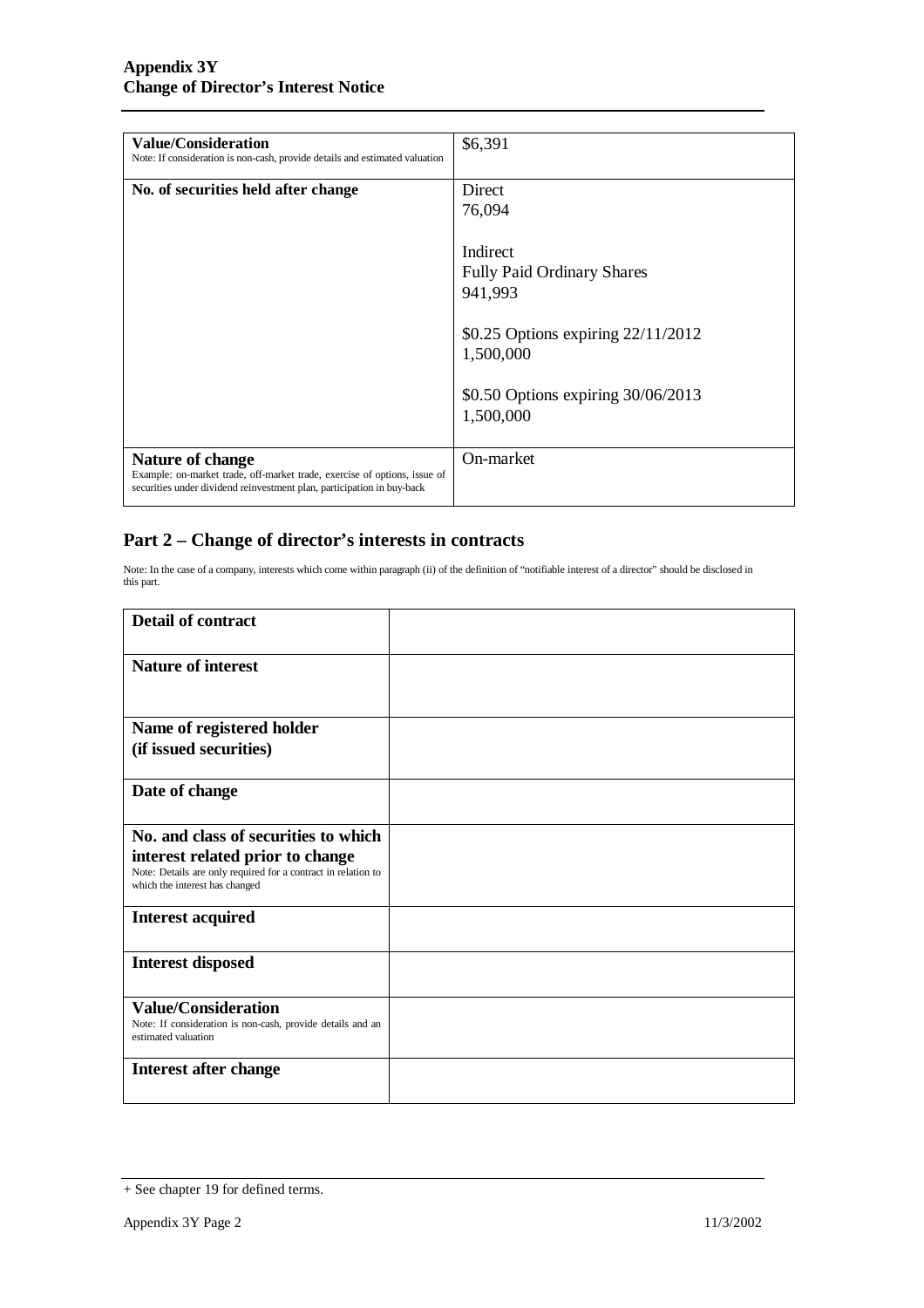| | |
|---|---|
| **Value/Consideration**<br>Note: If consideration is non-cash, provide details and estimated valuation | $6,391 |
| **No. of securities held after change** | Direct<br>76,094<br><br>Indirect<br>Fully Paid Ordinary Shares<br>941,993<br><br>$0.25 Options expiring 22/11/2012<br>1,500,000<br><br>$0.50 Options expiring 30/06/2013<br>1,500,000 |
| **Nature of change**<br>Example: on-market trade, off-market trade, exercise of options, issue of securities under dividend reinvestment plan, participation in buy-back | On-market |

## Part 2 – Change of director's interests in contracts

Note: In the case of a company, interests which come within paragraph (ii) of the definition of "notifiable interest of a director" should be disclosed in this part.

| | |
|---|---|
| **Detail of contract** | |
| **Nature of interest** | |
| **Name of registered holder (if issued securities)** | |
| **Date of change** | |
| **No. and class of securities to which interest related prior to change**<br>Note: Details are only required for a contract in relation to which the interest has changed | |
| **Interest acquired** | |
| **Interest disposed** | |
| **Value/Consideration**<br>Note: If consideration is non-cash, provide details and an estimated valuation | |
| **Interest after change** | |

+ See chapter 19 for defined terms.